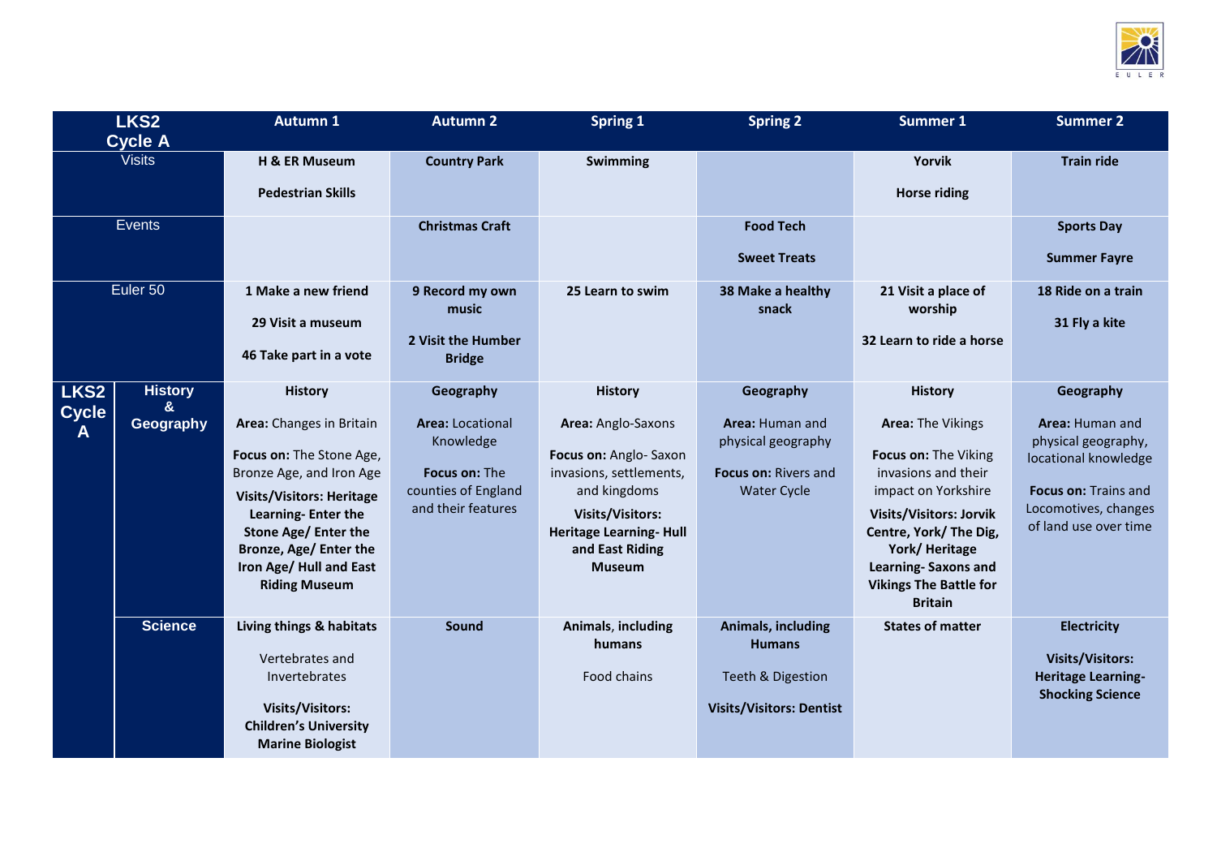| LKS2 Cycle A | | Autumn 1 | Autumn 2 | Spring 1 | Spring 2 | Summer 1 | Summer 2 |
|---|---|---|---|---|---|---|---|
| Visits | | **H & ER Museum**<br><br>**Pedestrian Skills** | **Country Park** | **Swimming** | | **Yorvik**<br><br>**Horse riding** | **Train ride** |
| Events | | | **Christmas Craft** | | **Food Tech**<br><br>**Sweet Treats** | | **Sports Day**<br><br>**Summer Fayre** |
| Euler 50 | | **1 Make a new friend**<br><br>**29 Visit a museum**<br><br>**46 Take part in a vote** | **9 Record my own music**<br><br>**2 Visit the Humber Bridge** | **25 Learn to swim** | **38 Make a healthy snack** | **21 Visit a place of worship**<br><br>**32 Learn to ride a horse** | **18 Ride on a train**<br><br>**31 Fly a kite** |
| LKS2 Cycle A | History & Geography | **History**<br><br>**Area:** Changes in Britain<br><br>**Focus on:** The Stone Age, Bronze Age, and Iron Age<br><br>**Visits/Visitors: Heritage Learning- Enter the Stone Age/ Enter the Bronze, Age/ Enter the Iron Age/ Hull and East Riding Museum** | **Geography**<br><br>**Area:** Locational Knowledge<br><br>**Focus on:** The counties of England and their features | **History**<br><br>**Area:** Anglo-Saxons<br><br>**Focus on:** Anglo- Saxon invasions, settlements, and kingdoms<br><br>**Visits/Visitors: Heritage Learning- Hull and East Riding Museum** | **Geography**<br><br>**Area:** Human and physical geography<br><br>**Focus on:** Rivers and Water Cycle | **History**<br><br>**Area:** The Vikings<br><br>**Focus on:** The Viking invasions and their impact on Yorkshire<br><br>**Visits/Visitors: Jorvik Centre, York/ The Dig, York/ Heritage Learning- Saxons and Vikings The Battle for Britain** | **Geography**<br><br>**Area:** Human and physical geography, locational knowledge<br><br>**Focus on:** Trains and Locomotives, changes of land use over time |
| | Science | **Living things & habitats**<br><br>Vertebrates and Invertebrates<br><br>**Visits/Visitors: Children's University Marine Biologist** | **Sound** | **Animals, including humans**<br><br>Food chains | **Animals, including Humans**<br><br>Teeth & Digestion<br><br>**Visits/Visitors: Dentist** | **States of matter** | **Electricity**<br><br>**Visits/Visitors: Heritage Learning- Shocking Science** |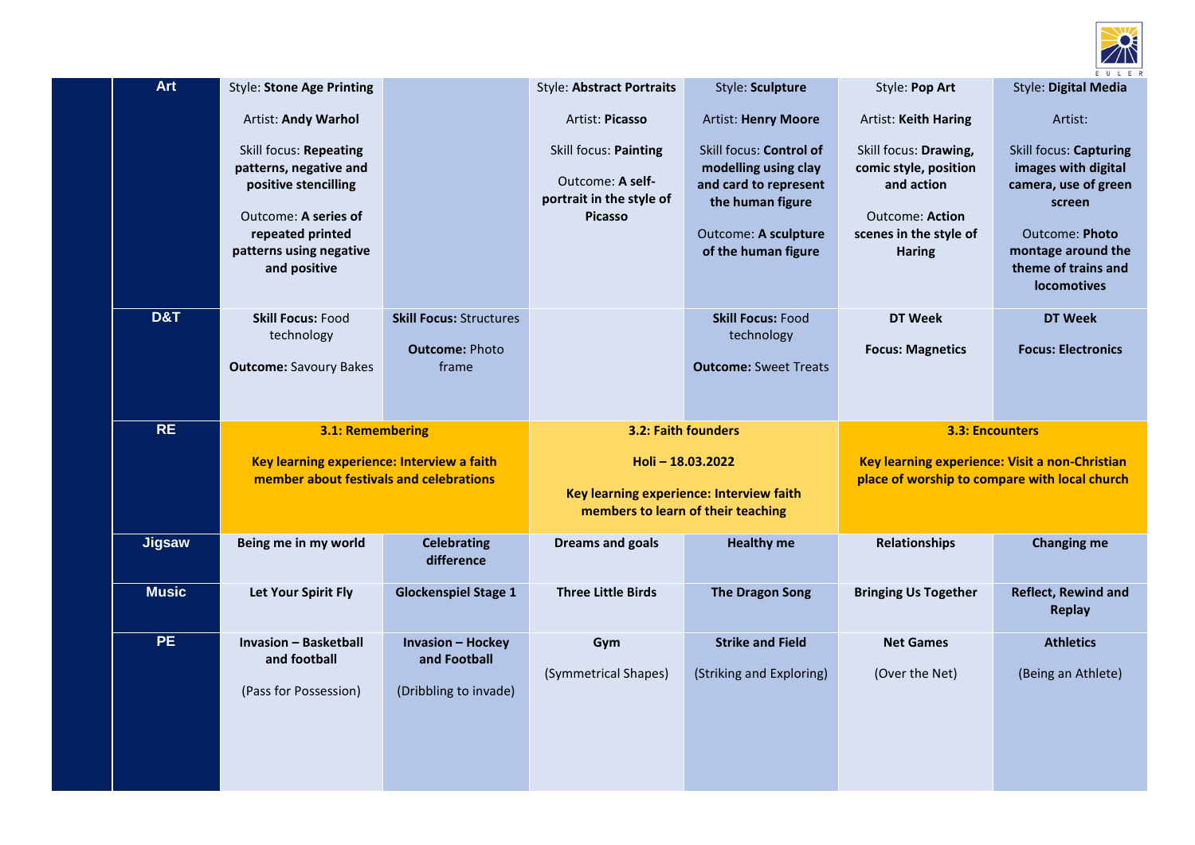| | | | | | | |
|---|---|---|---|---|---|---|
| **Art** | Style: **Stone Age Printing**<br><br>Artist: **Andy Warhol**<br><br>Skill focus: **Repeating patterns, negative and positive stencilling**<br><br>Outcome: **A series of repeated printed patterns using negative and positive** | | Style: **Abstract Portraits**<br><br>Artist: **Picasso**<br><br>Skill focus: **Painting**<br><br>Outcome: **A self-portrait in the style of Picasso** | Style: **Sculpture**<br><br>Artist: **Henry Moore**<br><br>Skill focus: **Control of modelling using clay and card to represent the human figure**<br><br>Outcome: **A sculpture of the human figure** | Style: **Pop Art**<br><br>Artist: **Keith Haring**<br><br>Skill focus: **Drawing, comic style, position and action**<br><br>Outcome: **Action scenes in the style of Haring** | Style: **Digital Media**<br><br>Artist:<br><br>Skill focus: **Capturing images with digital camera, use of green screen**<br><br>Outcome: **Photo montage around the theme of trains and locomotives** |
| **D&T** | **Skill Focus:** Food technology<br><br>**Outcome:** Savoury Bakes | **Skill Focus:** Structures<br><br>**Outcome:** Photo frame | | **Skill Focus:** Food technology<br><br>**Outcome:** Sweet Treats | **DT Week**<br><br>**Focus: Magnetics** | **DT Week**<br><br>**Focus: Electronics** |
| **RE** | **3.1: Remembering**<br><br>**Key learning experience: Interview a faith member about festivals and celebrations** | | **3.2: Faith founders**<br><br>**Holi – 18.03.2022**<br><br>**Key learning experience: Interview faith members to learn of their teaching** | | **3.3: Encounters**<br><br>**Key learning experience: Visit a non-Christian place of worship to compare with local church** | |
| **Jigsaw** | **Being me in my world** | **Celebrating difference** | **Dreams and goals** | **Healthy me** | **Relationships** | **Changing me** |
| **Music** | **Let Your Spirit Fly** | **Glockenspiel Stage 1** | **Three Little Birds** | **The Dragon Song** | **Bringing Us Together** | **Reflect, Rewind and Replay** |
| **PE** | **Invasion – Basketball and football**<br><br>(Pass for Possession) | **Invasion – Hockey and Football**<br><br>(Dribbling to invade) | **Gym**<br><br>(Symmetrical Shapes) | **Strike and Field**<br><br>(Striking and Exploring) | **Net Games**<br><br>(Over the Net) | **Athletics**<br><br>(Being an Athlete) |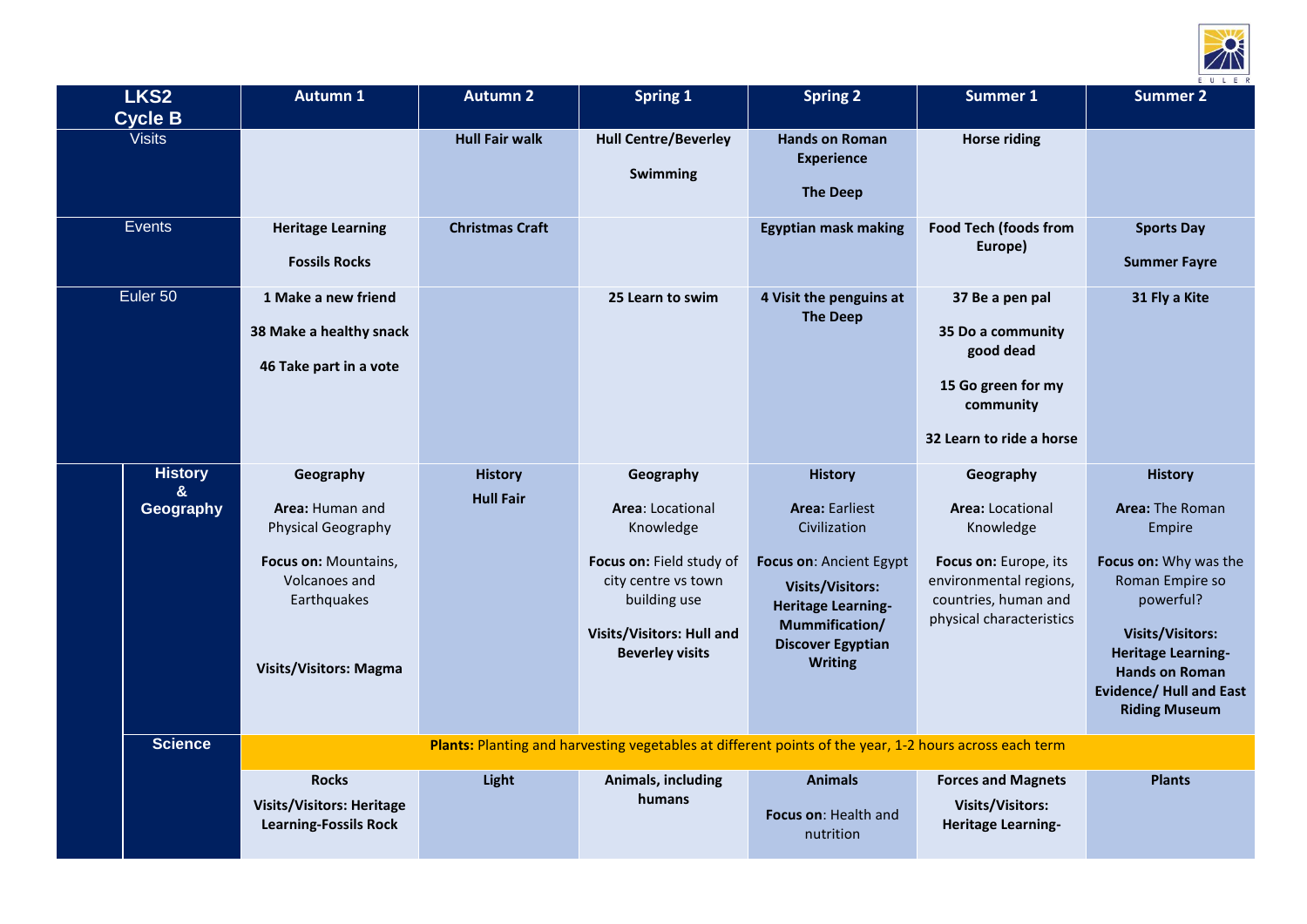| LKS2 Cycle B | Autumn 1 | Autumn 2 | Spring 1 | Spring 2 | Summer 1 | Summer 2 |
|---|---|---|---|---|---|---|
| Visits | | **Hull Fair walk** | **Hull Centre/Beverley**<br><br>**Swimming** | **Hands on Roman Experience**<br><br>**The Deep** | **Horse riding** | |
| Events | **Heritage Learning**<br><br>**Fossils Rocks** | **Christmas Craft** | | **Egyptian mask making** | **Food Tech (foods from Europe)** | **Sports Day**<br><br>**Summer Fayre** |
| Euler 50 | **1 Make a new friend**<br><br>**38 Make a healthy snack**<br><br>**46 Take part in a vote** | | **25 Learn to swim** | **4 Visit the penguins at The Deep** | **37 Be a pen pal**<br><br>**35 Do a community good dead**<br><br>**15 Go green for my community**<br><br>**32 Learn to ride a horse** | **31 Fly a Kite** |
| **History & Geography** | **Geography**<br><br>**Area:** Human and Physical Geography<br><br>**Focus on:** Mountains, Volcanoes and Earthquakes<br><br>**Visits/Visitors: Magma** | **History**<br><br>**Hull Fair** | **Geography**<br><br>**Area**: Locational Knowledge<br><br>**Focus on:** Field study of city centre vs town building use<br><br>**Visits/Visitors: Hull and Beverley visits** | **History**<br><br>**Area:** Earliest Civilization<br><br>**Focus on**: Ancient Egypt<br><br>**Visits/Visitors: Heritage Learning-Mummification/ Discover Egyptian Writing** | **Geography**<br><br>**Area:** Locational Knowledge<br><br>**Focus on:** Europe, its environmental regions, countries, human and physical characteristics | **History**<br><br>**Area:** The Roman Empire<br><br>**Focus on:** Why was the Roman Empire so powerful?<br><br>**Visits/Visitors: Heritage Learning-Hands on Roman Evidence/ Hull and East Riding Museum** |
| **Science** | **Plants:** Planting and harvesting vegetables at different points of the year, 1-2 hours across each term | | | | | |
| | **Rocks**<br><br>**Visits/Visitors: Heritage Learning-Fossils Rock** | **Light** | **Animals, including humans** | **Animals**<br><br>**Focus on**: Health and nutrition | **Forces and Magnets**<br><br>**Visits/Visitors: Heritage Learning-** | **Plants** |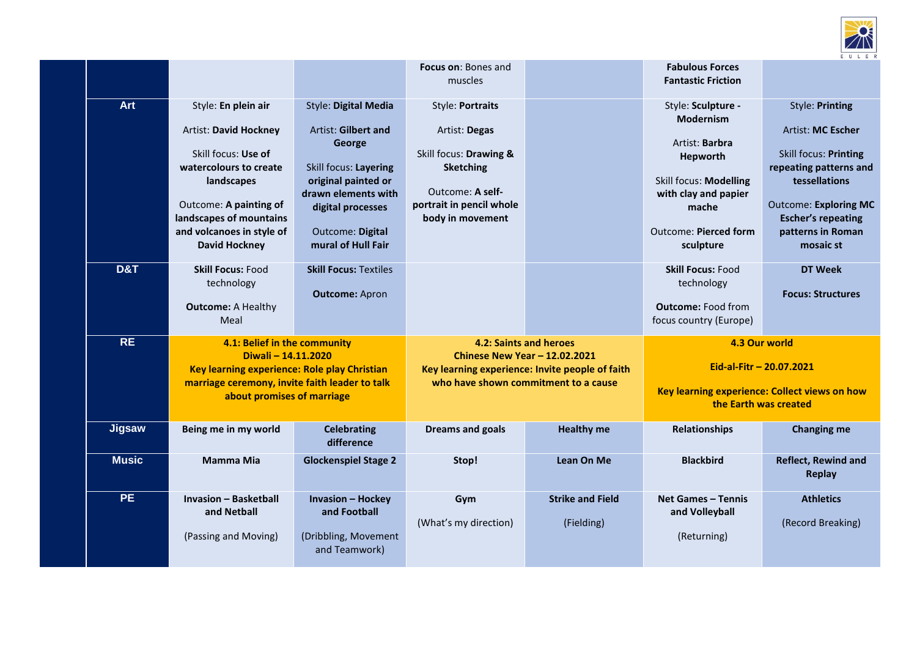| | | | | | | |
|---|---|---|---|---|---|---|
| | | | **Focus on**: Bones and muscles | | **Fabulous Forces Fantastic Friction** | |
| **Art** | Style: **En plein air**<br><br>Artist: **David Hockney**<br><br>Skill focus: **Use of watercolours to create landscapes**<br><br>Outcome: **A painting of landscapes of mountains and volcanoes in style of David Hockney** | Style: **Digital Media**<br><br>Artist: **Gilbert and George**<br><br>Skill focus: **Layering original painted or drawn elements with digital processes**<br><br>Outcome: **Digital mural of Hull Fair** | Style: **Portraits**<br><br>Artist: **Degas**<br><br>Skill focus: **Drawing & Sketching**<br><br>Outcome: **A self-portrait in pencil whole body in movement** | | Style: **Sculpture - Modernism**<br><br>Artist: **Barbra Hepworth**<br><br>Skill focus: **Modelling with clay and papier mache**<br><br>Outcome: **Pierced form sculpture** | Style: **Printing**<br><br>Artist: **MC Escher**<br><br>Skill focus: **Printing repeating patterns and tessellations**<br><br>Outcome: **Exploring MC Escher's repeating patterns in Roman mosaic st** |
| **D&T** | **Skill Focus:** Food technology<br><br>**Outcome:** A Healthy Meal | **Skill Focus:** Textiles<br><br>**Outcome:** Apron | | | **Skill Focus:** Food technology<br><br>**Outcome:** Food from focus country (Europe) | **DT Week**<br><br>**Focus: Structures** |
| **RE** | **4.1: Belief in the community**<br>**Diwali – 14.11.2020**<br>**Key learning experience: Role play Christian marriage ceremony, invite faith leader to talk about promises of marriage** | | **4.2: Saints and heroes**<br>**Chinese New Year – 12.02.2021**<br>**Key learning experience: Invite people of faith who have shown commitment to a cause** | | **4.3 Our world**<br><br>**Eid-al-Fitr – 20.07.2021**<br><br>**Key learning experience: Collect views on how the Earth was created** | |
| **Jigsaw** | **Being me in my world** | **Celebrating difference** | **Dreams and goals** | **Healthy me** | **Relationships** | **Changing me** |
| **Music** | **Mamma Mia** | **Glockenspiel Stage 2** | **Stop!** | **Lean On Me** | **Blackbird** | **Reflect, Rewind and Replay** |
| **PE** | **Invasion – Basketball and Netball**<br><br>(Passing and Moving) | **Invasion – Hockey and Football**<br><br>(Dribbling, Movement and Teamwork) | **Gym**<br><br>(What's my direction) | **Strike and Field**<br><br>(Fielding) | **Net Games – Tennis and Volleyball**<br><br>(Returning) | **Athletics**<br><br>(Record Breaking) |